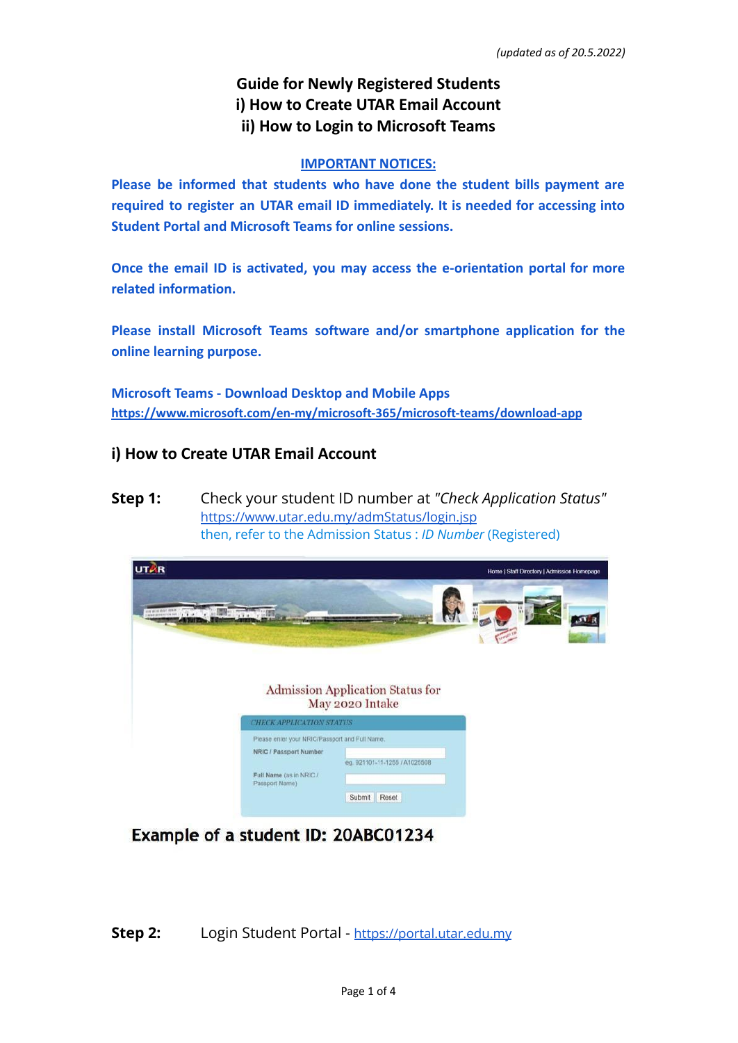*(updated as of 20.5.2022)*

# Guide for Newly Registered Students
# i) How to Create UTAR Email Account
# ii) How to Login to Microsoft Teams

**IMPORTANT NOTICES:**

**Please be informed that students who have done the student bills payment are required to register an UTAR email ID immediately. It is needed for accessing into Student Portal and Microsoft Teams for online sessions.**

**Once the email ID is activated, you may access the e-orientation portal for more related information.**

**Please install Microsoft Teams software and/or smartphone application for the online learning purpose.**

**Microsoft Teams - Download Desktop and Mobile Apps**
**https://www.microsoft.com/en-my/microsoft-365/microsoft-teams/download-app**

## i) How to Create UTAR Email Account

**Step 1:** Check your student ID number at *"Check Application Status"*
https://www.utar.edu.my/admStatus/login.jsp
then, refer to the Admission Status : *ID Number* (Registered)

**Example of a student ID: 20ABC01234**

**Step 2:** Login Student Portal - https://portal.utar.edu.my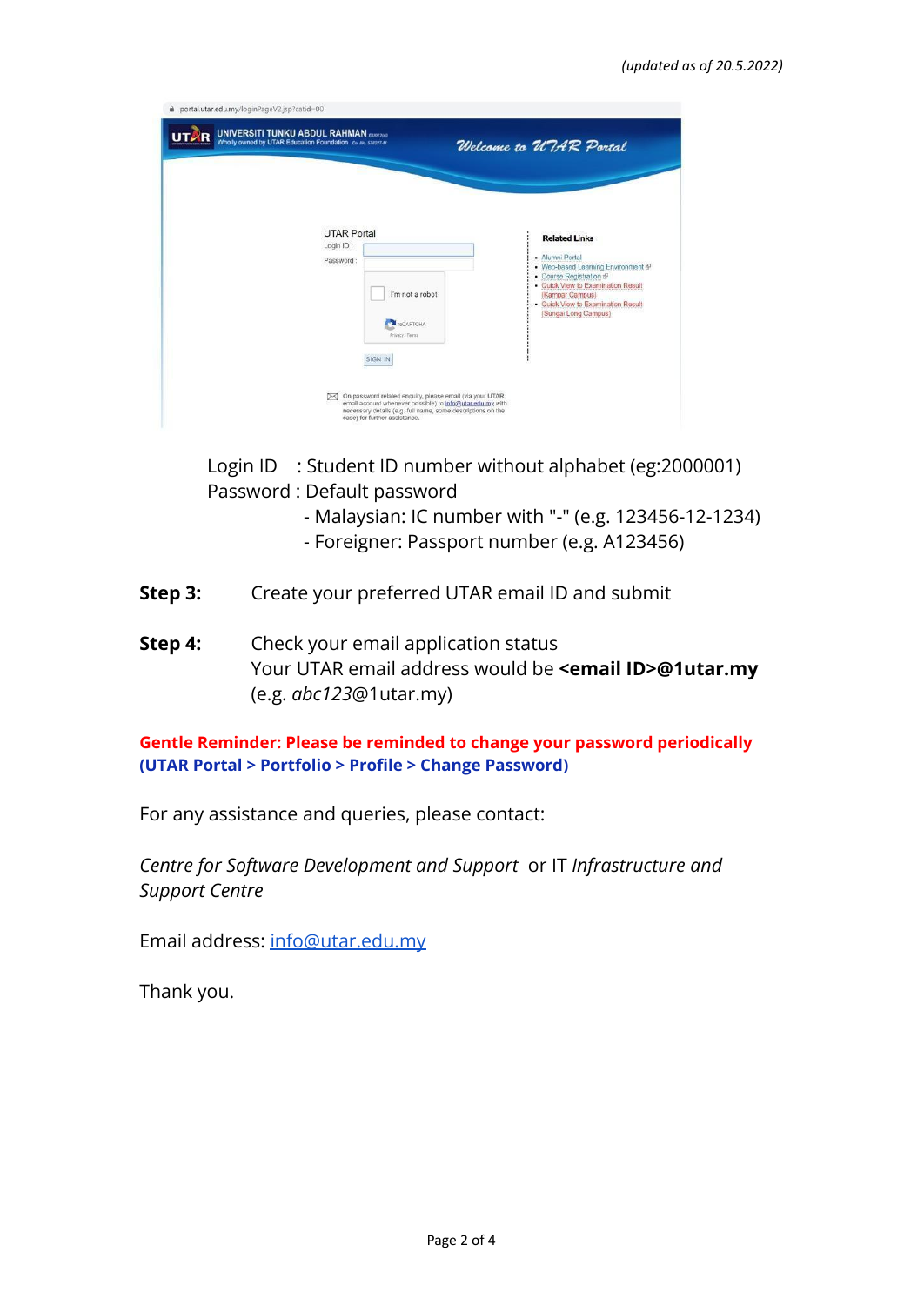*(updated as of 20.5.2022)*

Login ID : Student ID number without alphabet (eg:2000001)
Password : Default password
- Malaysian: IC number with "-" (e.g. 123456-12-1234)
- Foreigner: Passport number (e.g. A123456)

**Step 3:** Create your preferred UTAR email ID and submit

**Step 4:** Check your email application status
Your UTAR email address would be **<email ID>@1utar.my**
(e.g. *abc123*@1utar.my)

**Gentle Reminder: Please be reminded to change your password periodically (UTAR Portal > Portfolio > Profile > Change Password)**

For any assistance and queries, please contact:

*Centre for Software Development and Support* or IT *Infrastructure and Support Centre*

Email address: [info@utar.edu.my](mailto:info@utar.edu.my)

Thank you.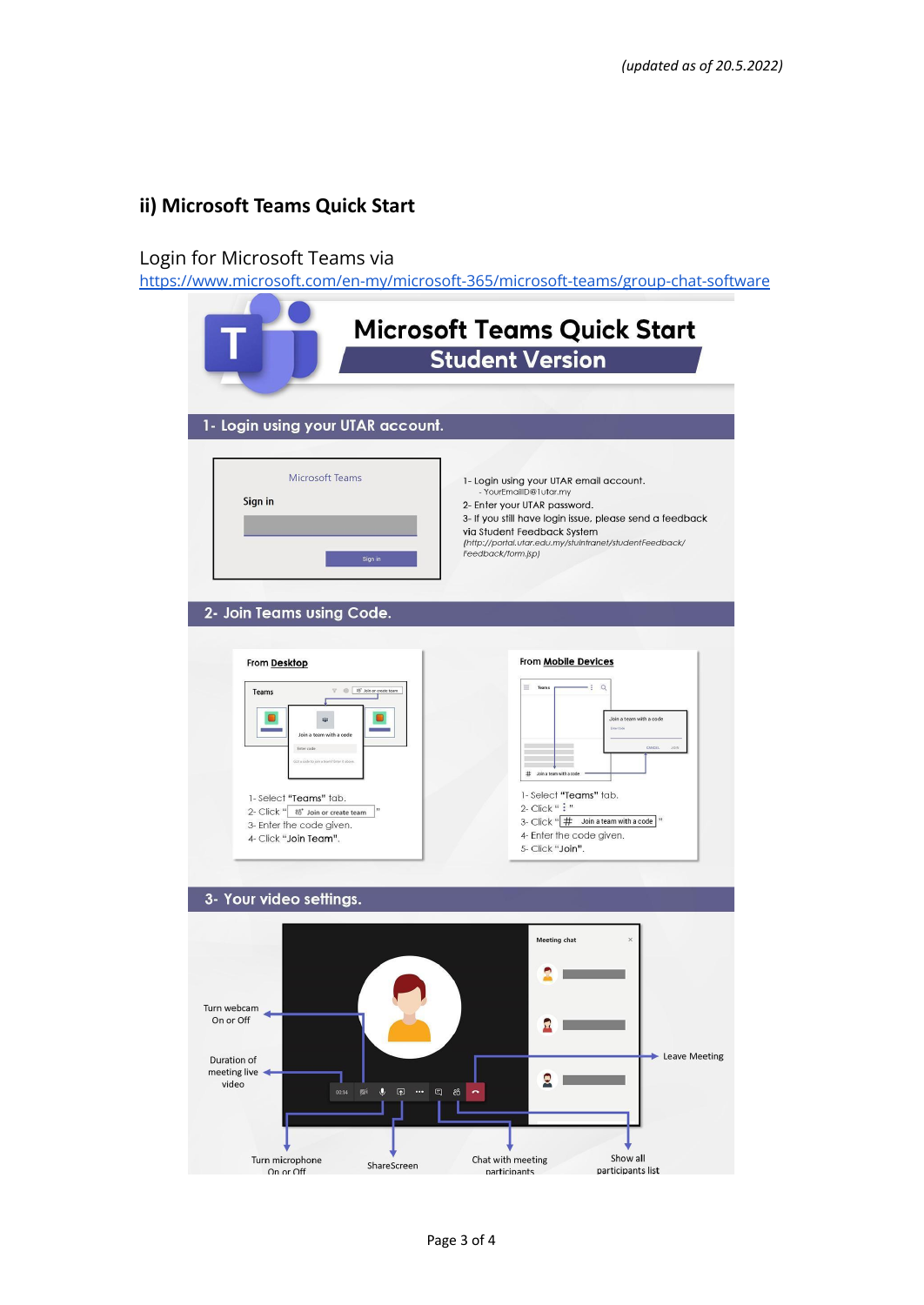*(updated as of 20.5.2022)*

## ii) Microsoft Teams Quick Start

Login for Microsoft Teams via
https://www.microsoft.com/en-my/microsoft-365/microsoft-teams/group-chat-software

# Microsoft Teams Quick Start
## Student Version

### 1- Login using your UTAR account.

Microsoft Teams

Sign in

Sign in

1- Login using your UTAR email account.
- YourEmailID@1utar.my

2- Enter your UTAR password.

3- If you still have login issue, please send a feedback via Student Feedback System
*(http://portal.utar.edu.my/stuIntranet/studentFeedback/Feedback/form.jsp)*

### 2- Join Teams using Code.

From **Desktop**

1- Select "Teams" tab.
2- Click " Join or create team "
3- Enter the code given.
4- Click "Join Team".

From **Mobile Devices**

1- Select "Teams" tab.
2- Click " ⋮ "
3- Click " # Join a team with a code "
4- Enter the code given.
5- Click "Join".

### 3- Your video settings.

Meeting chat

- Turn webcam On or Off
- Duration of meeting live video
- Leave Meeting
- Turn microphone On or Off
- ShareScreen
- Chat with meeting participants
- Show all participants list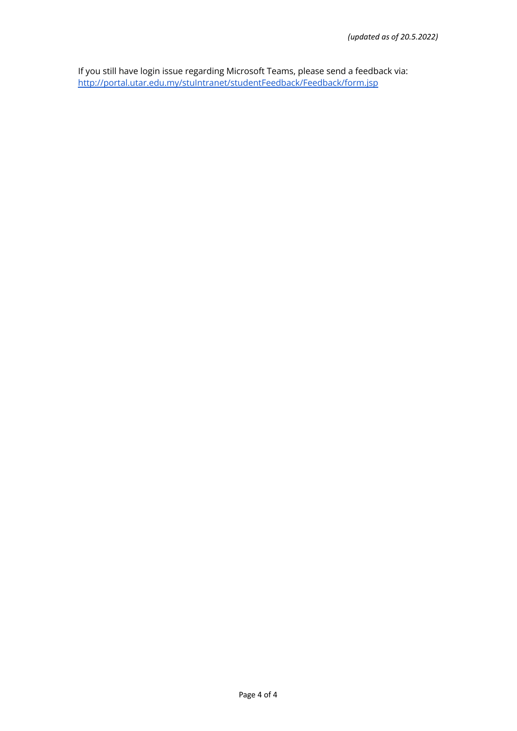*(updated as of 20.5.2022)*

If you still have login issue regarding Microsoft Teams, please send a feedback via:
[http://portal.utar.edu.my/stuIntranet/studentFeedback/Feedback/form.jsp](http://portal.utar.edu.my/stuIntranet/studentFeedback/Feedback/form.jsp)